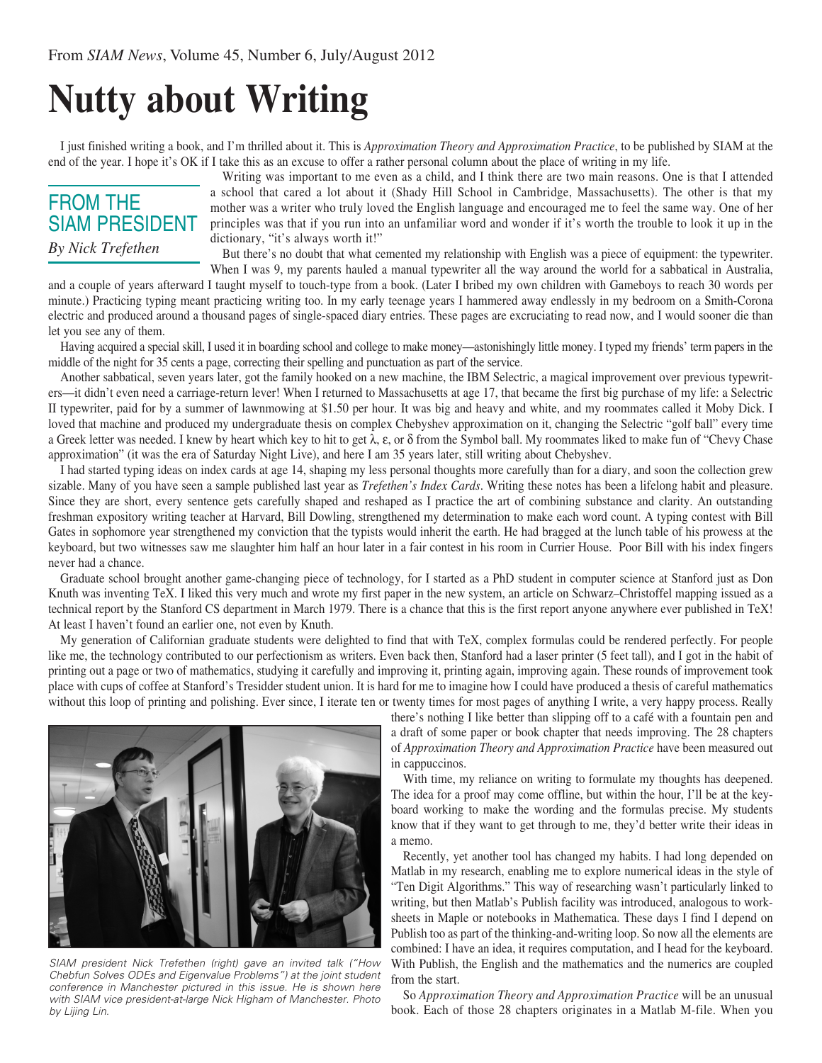From *SIAM News*, Volume 45, Number 6, July/August 2012

# Nutty about Writing

I just finished writing a book, and I'm thrilled about it. This is *Approximation Theory and Approximation Practice*, to be published by SIAM at the end of the year. I hope it's OK if I take this as an excuse to offer a rather personal column about the place of writing in my life.

## FROM THE SIAM PRESIDENT

*By Nick Trefethen*

Writing was important to me even as a child, and I think there are two main reasons. One is that I attended a school that cared a lot about it (Shady Hill School in Cambridge, Massachusetts). The other is that my mother was a writer who truly loved the English language and encouraged me to feel the same way. One of her principles was that if you run into an unfamiliar word and wonder if it's worth the trouble to look it up in the dictionary, "it's always worth it!"

But there's no doubt that what cemented my relationship with English was a piece of equipment: the typewriter. When I was 9, my parents hauled a manual typewriter all the way around the world for a sabbatical in Australia, and a couple of years afterward I taught myself to touch-type from a book. (Later I bribed my own children with Gameboys to reach 30 words per minute.) Practicing typing meant practicing writing too. In my early teenage years I hammered away endlessly in my bedroom on a Smith-Corona electric and produced around a thousand pages of single-spaced diary entries. These pages are excruciating to read now, and I would sooner die than let you see any of them.

Having acquired a special skill, I used it in boarding school and college to make money—astonishingly little money. I typed my friends' term papers in the middle of the night for 35 cents a page, correcting their spelling and punctuation as part of the service.

Another sabbatical, seven years later, got the family hooked on a new machine, the IBM Selectric, a magical improvement over previous typewriters—it didn't even need a carriage-return lever! When I returned to Massachusetts at age 17, that became the first big purchase of my life: a Selectric II typewriter, paid for by a summer of lawnmowing at $1.50 per hour. It was big and heavy and white, and my roommates called it Moby Dick. I loved that machine and produced my undergraduate thesis on complex Chebyshev approximation on it, changing the Selectric "golf ball" every time a Greek letter was needed. I knew by heart which key to hit to get $\lambda$, $\varepsilon$, or $\delta$ from the Symbol ball. My roommates liked to make fun of "Chevy Chase approximation" (it was the era of Saturday Night Live), and here I am 35 years later, still writing about Chebyshev.

I had started typing ideas on index cards at age 14, shaping my less personal thoughts more carefully than for a diary, and soon the collection grew sizable. Many of you have seen a sample published last year as *Trefethen's Index Cards*. Writing these notes has been a lifelong habit and pleasure. Since they are short, every sentence gets carefully shaped and reshaped as I practice the art of combining substance and clarity. An outstanding freshman expository writing teacher at Harvard, Bill Dowling, strengthened my determination to make each word count. A typing contest with Bill Gates in sophomore year strengthened my conviction that the typists would inherit the earth. He had bragged at the lunch table of his prowess at the keyboard, but two witnesses saw me slaughter him half an hour later in a fair contest in his room in Currier House. Poor Bill with his index fingers never had a chance.

Graduate school brought another game-changing piece of technology, for I started as a PhD student in computer science at Stanford just as Don Knuth was inventing TeX. I liked this very much and wrote my first paper in the new system, an article on Schwarz–Christoffel mapping issued as a technical report by the Stanford CS department in March 1979. There is a chance that this is the first report anyone anywhere ever published in TeX! At least I haven't found an earlier one, not even by Knuth.

My generation of Californian graduate students were delighted to find that with TeX, complex formulas could be rendered perfectly. For people like me, the technology contributed to our perfectionism as writers. Even back then, Stanford had a laser printer (5 feet tall), and I got in the habit of printing out a page or two of mathematics, studying it carefully and improving it, printing again, improving again. These rounds of improvement took place with cups of coffee at Stanford's Tresidder student union. It is hard for me to imagine how I could have produced a thesis of careful mathematics without this loop of printing and polishing. Ever since, I iterate ten or twenty times for most pages of anything I write, a very happy process. Really there's nothing I like better than slipping off to a café with a fountain pen and a draft of some paper or book chapter that needs improving. The 28 chapters of *Approximation Theory and Approximation Practice* have been measured out in cappuccinos.

With time, my reliance on writing to formulate my thoughts has deepened. The idea for a proof may come offline, but within the hour, I'll be at the keyboard working to make the wording and the formulas precise. My students know that if they want to get through to me, they'd better write their ideas in a memo.

Recently, yet another tool has changed my habits. I had long depended on Matlab in my research, enabling me to explore numerical ideas in the style of "Ten Digit Algorithms." This way of researching wasn't particularly linked to writing, but then Matlab's Publish facility was introduced, analogous to worksheets in Maple or notebooks in Mathematica. These days I find I depend on Publish too as part of the thinking-and-writing loop. So now all the elements are combined: I have an idea, it requires computation, and I head for the keyboard. With Publish, the English and the mathematics and the numerics are coupled from the start.

*SIAM president Nick Trefethen (right) gave an invited talk ("How Chebfun Solves ODEs and Eigenvalue Problems") at the joint student conference in Manchester pictured in this issue. He is shown here with SIAM vice president-at-large Nick Higham of Manchester. Photo by Lijing Lin.*

So *Approximation Theory and Approximation Practice* will be an unusual book. Each of those 28 chapters originates in a Matlab M-file. When you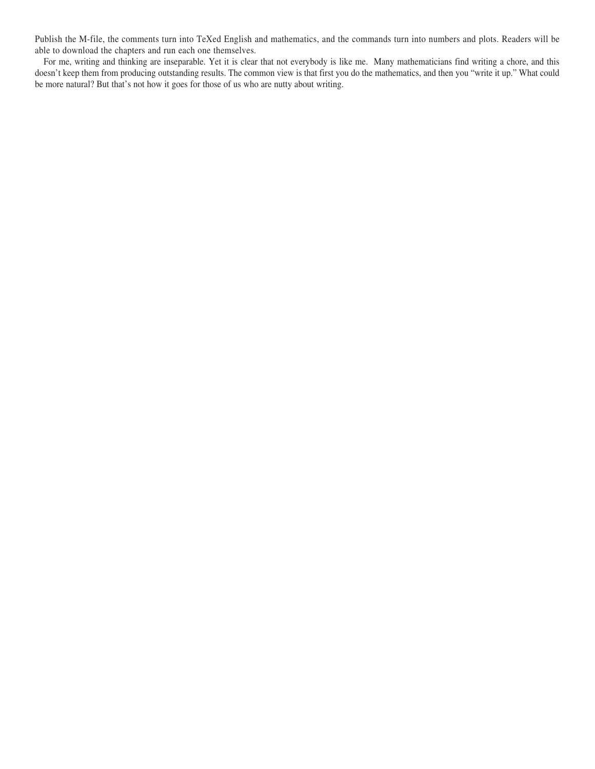Publish the M-file, the comments turn into TeXed English and mathematics, and the commands turn into numbers and plots. Readers will be able to download the chapters and run each one themselves.

For me, writing and thinking are inseparable. Yet it is clear that not everybody is like me. Many mathematicians find writing a chore, and this doesn't keep them from producing outstanding results. The common view is that first you do the mathematics, and then you "write it up." What could be more natural? But that's not how it goes for those of us who are nutty about writing.